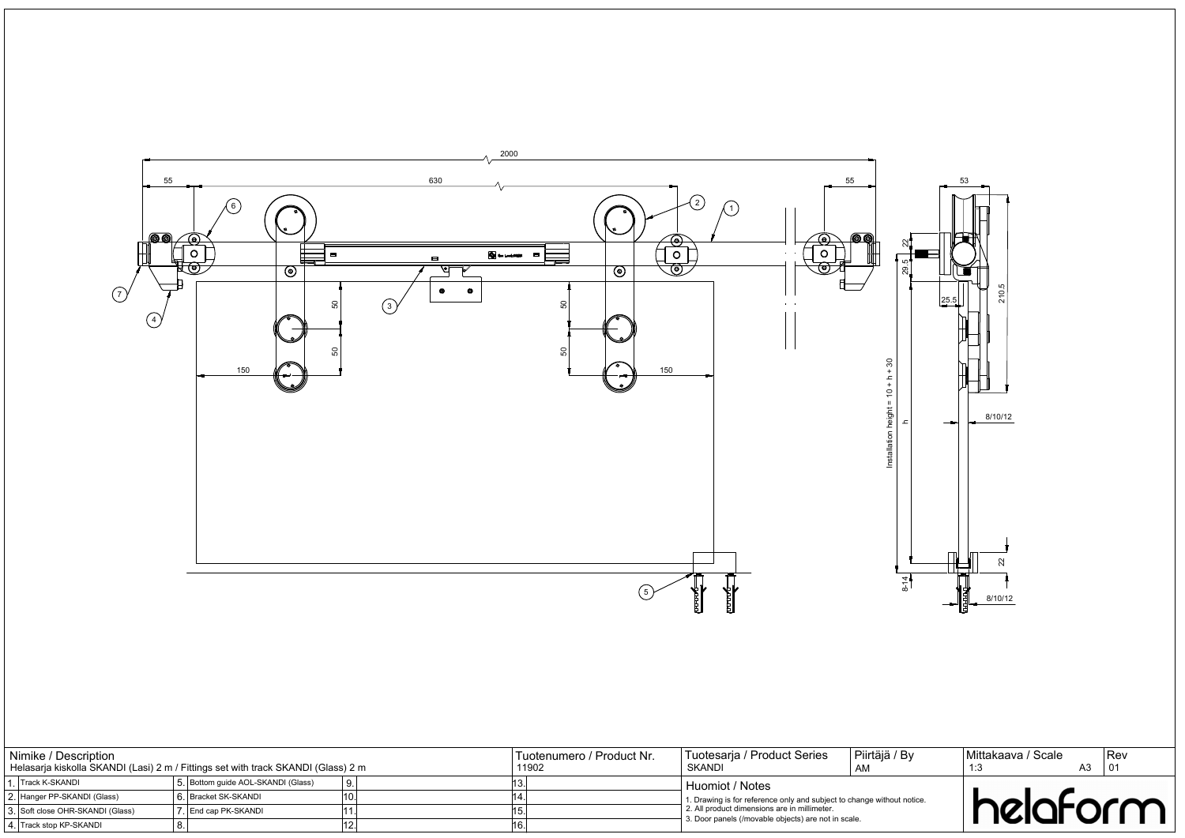| Nimike / Description | | | | | | Tuotenumero / Product Nr. | Tuotesarja / Product Series | Piirtäjä / By | Mittakaava / Scale | Rev |
|---|---|---|---|---|---|---|---|---|---|---|
| Helasarja kiskolla SKANDI (Lasi) 2 m / Fittings set with track SKANDI (Glass) 2 m | | | | | | 11902 | SKANDI | AM | 1:3 A3 | 01 |

| | | | | | | | |
|---|---|---|---|---|---|---|---|
| 1. | Track K-SKANDI | 5. | Bottom guide AOL-SKANDI (Glass) | 9. | | 13. | |
| 2. | Hanger PP-SKANDI (Glass) | 6. | Bracket SK-SKANDI | 10. | | 14. | |
| 3. | Soft close OHR-SKANDI (Glass) | 7. | End cap PK-SKANDI | 11. | | 15. | |
| 4. | Track stop KP-SKANDI | 8. | | 12. | | 16. | |

**Huomiot / Notes**

1. Drawing is for reference only and subject to change without notice.
2. All product dimensions are in millimeter.
3. Door panels (/movable objects) are not in scale.

helaform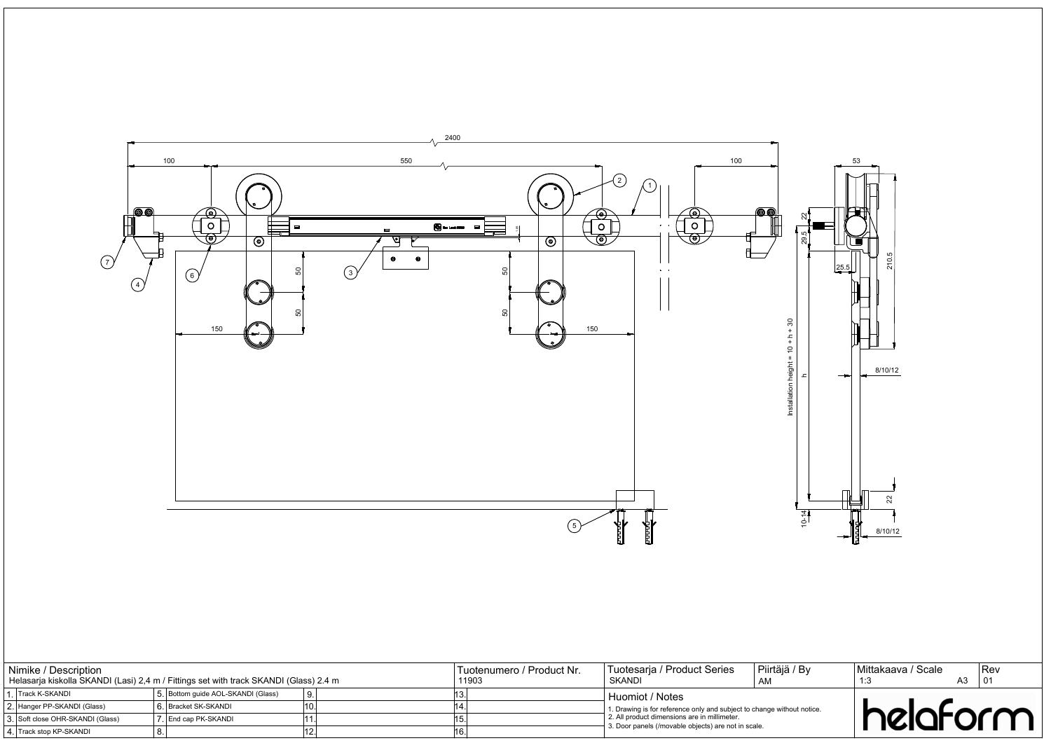2400

100

550

100

53

22

29.5

25.5

210.5

50

50

50

50

150

150

Installation height = 10 + h + 30

h

8/10/12

22

10-14

8/10/12

1

2

3

4

5

6

7

| Nimike / Description | | | | Tuotenumero / Product Nr. | Tuotesarja / Product Series | Piirtäjä / By | Mittakaava / Scale | Rev |
|---|---|---|---|---|---|---|---|---|
| Helasarja kiskolla SKANDI (Lasi) 2,4 m / Fittings set with track SKANDI (Glass) 2.4 m | | | | 11903 | SKANDI | AM | 1:3 A3 | 01 |

| | | | |
|---|---|---|---|
| 1. Track K-SKANDI | 5. Bottom guide AOL-SKANDI (Glass) | 9. | 13. |
| 2. Hanger PP-SKANDI (Glass) | 6. Bracket SK-SKANDI | 10. | 14. |
| 3. Soft close OHR-SKANDI (Glass) | 7. End cap PK-SKANDI | 11. | 15. |
| 4. Track stop KP-SKANDI | 8. | 12. | 16. |

Huomiot / Notes

1. Drawing is for reference only and subject to change without notice.
2. All product dimensions are in millimeter.
3. Door panels (/movable objects) are not in scale.

helaform